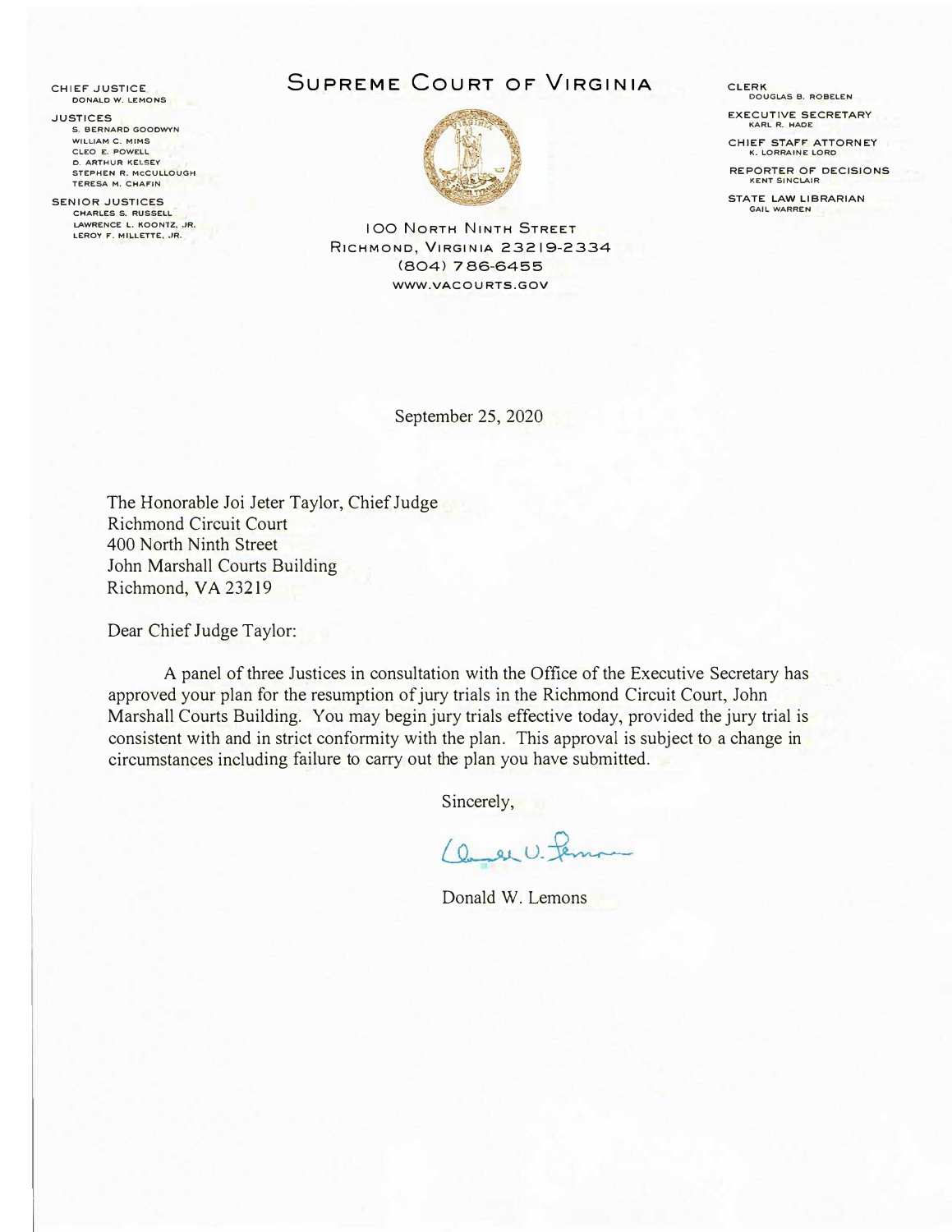CHIEF JUSTICE
DONALD W. LEMONS

JUSTICES
S. BERNARD GOODWYN
WILLIAM C. MIMS
CLEO E. POWELL
D. ARTHUR KELSEY
STEPHEN R. McCULLOUGH
TERESA M. CHAFIN

SENIOR JUSTICES
CHARLES S. RUSSELL
LAWRENCE L. KOONTZ, JR.
LEROY F. MILLETTE, JR.

# SUPREME COURT OF VIRGINIA

100 NORTH NINTH STREET
RICHMOND, VIRGINIA 23219-2334
(804) 786-6455
WWW.VACOURTS.GOV

CLERK
DOUGLAS B. ROBELEN

EXECUTIVE SECRETARY
KARL R. HADE

CHIEF STAFF ATTORNEY
K. LORRAINE LORD

REPORTER OF DECISIONS
KENT SINCLAIR

STATE LAW LIBRARIAN
GAIL WARREN

September 25, 2020

The Honorable Joi Jeter Taylor, Chief Judge
Richmond Circuit Court
400 North Ninth Street
John Marshall Courts Building
Richmond, VA 23219

Dear Chief Judge Taylor:

A panel of three Justices in consultation with the Office of the Executive Secretary has approved your plan for the resumption of jury trials in the Richmond Circuit Court, John Marshall Courts Building. You may begin jury trials effective today, provided the jury trial is consistent with and in strict conformity with the plan. This approval is subject to a change in circumstances including failure to carry out the plan you have submitted.

Sincerely,

Donald W. Lemons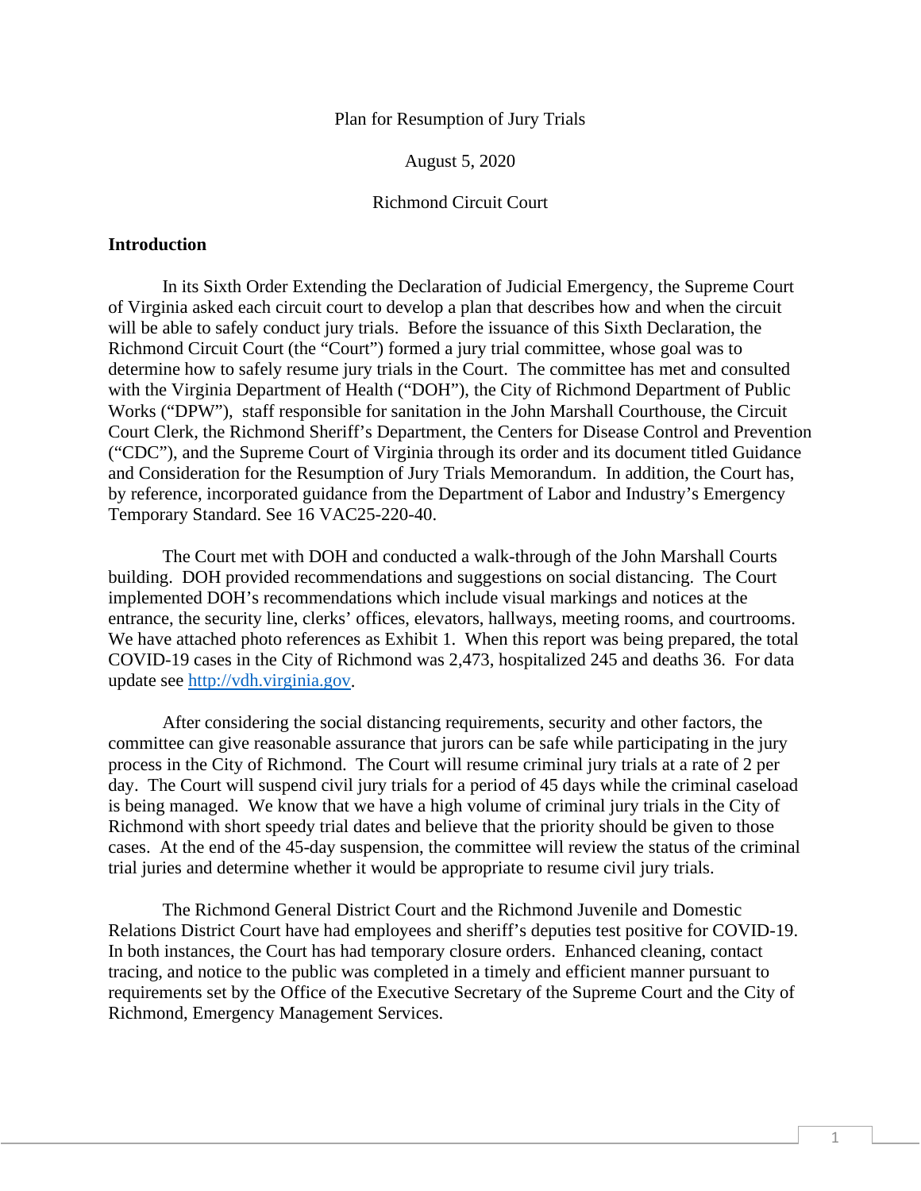Plan for Resumption of Jury Trials

August 5, 2020

Richmond Circuit Court

**Introduction**

In its Sixth Order Extending the Declaration of Judicial Emergency, the Supreme Court of Virginia asked each circuit court to develop a plan that describes how and when the circuit will be able to safely conduct jury trials. Before the issuance of this Sixth Declaration, the Richmond Circuit Court (the "Court") formed a jury trial committee, whose goal was to determine how to safely resume jury trials in the Court. The committee has met and consulted with the Virginia Department of Health ("DOH"), the City of Richmond Department of Public Works ("DPW"), staff responsible for sanitation in the John Marshall Courthouse, the Circuit Court Clerk, the Richmond Sheriff's Department, the Centers for Disease Control and Prevention ("CDC"), and the Supreme Court of Virginia through its order and its document titled Guidance and Consideration for the Resumption of Jury Trials Memorandum. In addition, the Court has, by reference, incorporated guidance from the Department of Labor and Industry's Emergency Temporary Standard. See 16 VAC25-220-40.

The Court met with DOH and conducted a walk-through of the John Marshall Courts building. DOH provided recommendations and suggestions on social distancing. The Court implemented DOH's recommendations which include visual markings and notices at the entrance, the security line, clerks' offices, elevators, hallways, meeting rooms, and courtrooms. We have attached photo references as Exhibit 1. When this report was being prepared, the total COVID-19 cases in the City of Richmond was 2,473, hospitalized 245 and deaths 36. For data update see http://vdh.virginia.gov.

After considering the social distancing requirements, security and other factors, the committee can give reasonable assurance that jurors can be safe while participating in the jury process in the City of Richmond. The Court will resume criminal jury trials at a rate of 2 per day. The Court will suspend civil jury trials for a period of 45 days while the criminal caseload is being managed. We know that we have a high volume of criminal jury trials in the City of Richmond with short speedy trial dates and believe that the priority should be given to those cases. At the end of the 45-day suspension, the committee will review the status of the criminal trial juries and determine whether it would be appropriate to resume civil jury trials.

The Richmond General District Court and the Richmond Juvenile and Domestic Relations District Court have had employees and sheriff's deputies test positive for COVID-19. In both instances, the Court has had temporary closure orders. Enhanced cleaning, contact tracing, and notice to the public was completed in a timely and efficient manner pursuant to requirements set by the Office of the Executive Secretary of the Supreme Court and the City of Richmond, Emergency Management Services.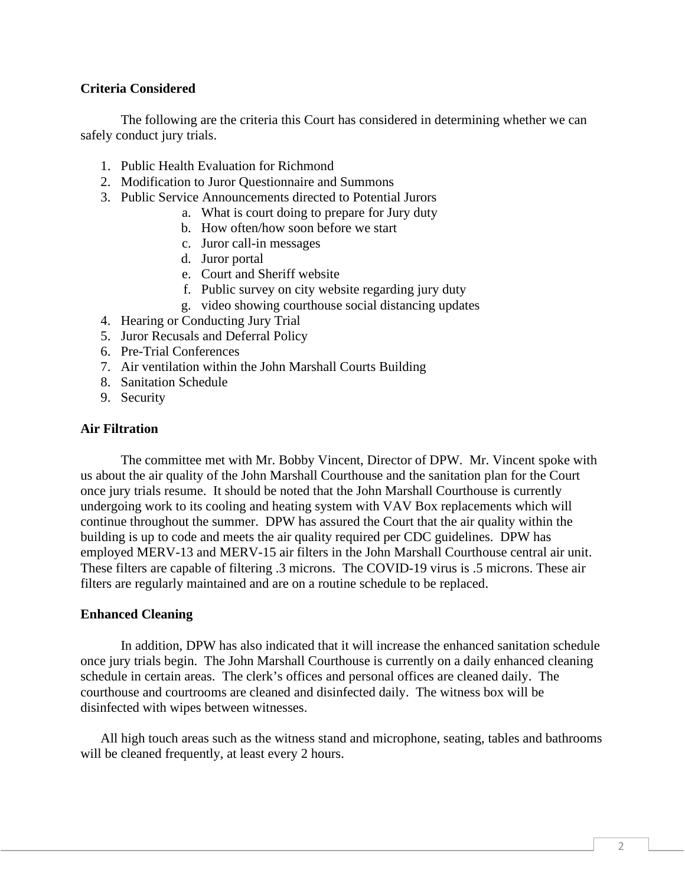**Criteria Considered**

The following are the criteria this Court has considered in determining whether we can safely conduct jury trials.

1. Public Health Evaluation for Richmond
2. Modification to Juror Questionnaire and Summons
3. Public Service Announcements directed to Potential Jurors
    a. What is court doing to prepare for Jury duty
    b. How often/how soon before we start
    c. Juror call-in messages
    d. Juror portal
    e. Court and Sheriff website
    f. Public survey on city website regarding jury duty
    g. video showing courthouse social distancing updates
4. Hearing or Conducting Jury Trial
5. Juror Recusals and Deferral Policy
6. Pre-Trial Conferences
7. Air ventilation within the John Marshall Courts Building
8. Sanitation Schedule
9. Security

**Air Filtration**

The committee met with Mr. Bobby Vincent, Director of DPW. Mr. Vincent spoke with us about the air quality of the John Marshall Courthouse and the sanitation plan for the Court once jury trials resume. It should be noted that the John Marshall Courthouse is currently undergoing work to its cooling and heating system with VAV Box replacements which will continue throughout the summer. DPW has assured the Court that the air quality within the building is up to code and meets the air quality required per CDC guidelines. DPW has employed MERV-13 and MERV-15 air filters in the John Marshall Courthouse central air unit. These filters are capable of filtering .3 microns. The COVID-19 virus is .5 microns. These air filters are regularly maintained and are on a routine schedule to be replaced.

**Enhanced Cleaning**

In addition, DPW has also indicated that it will increase the enhanced sanitation schedule once jury trials begin. The John Marshall Courthouse is currently on a daily enhanced cleaning schedule in certain areas. The clerk's offices and personal offices are cleaned daily. The courthouse and courtrooms are cleaned and disinfected daily. The witness box will be disinfected with wipes between witnesses.

All high touch areas such as the witness stand and microphone, seating, tables and bathrooms will be cleaned frequently, at least every 2 hours.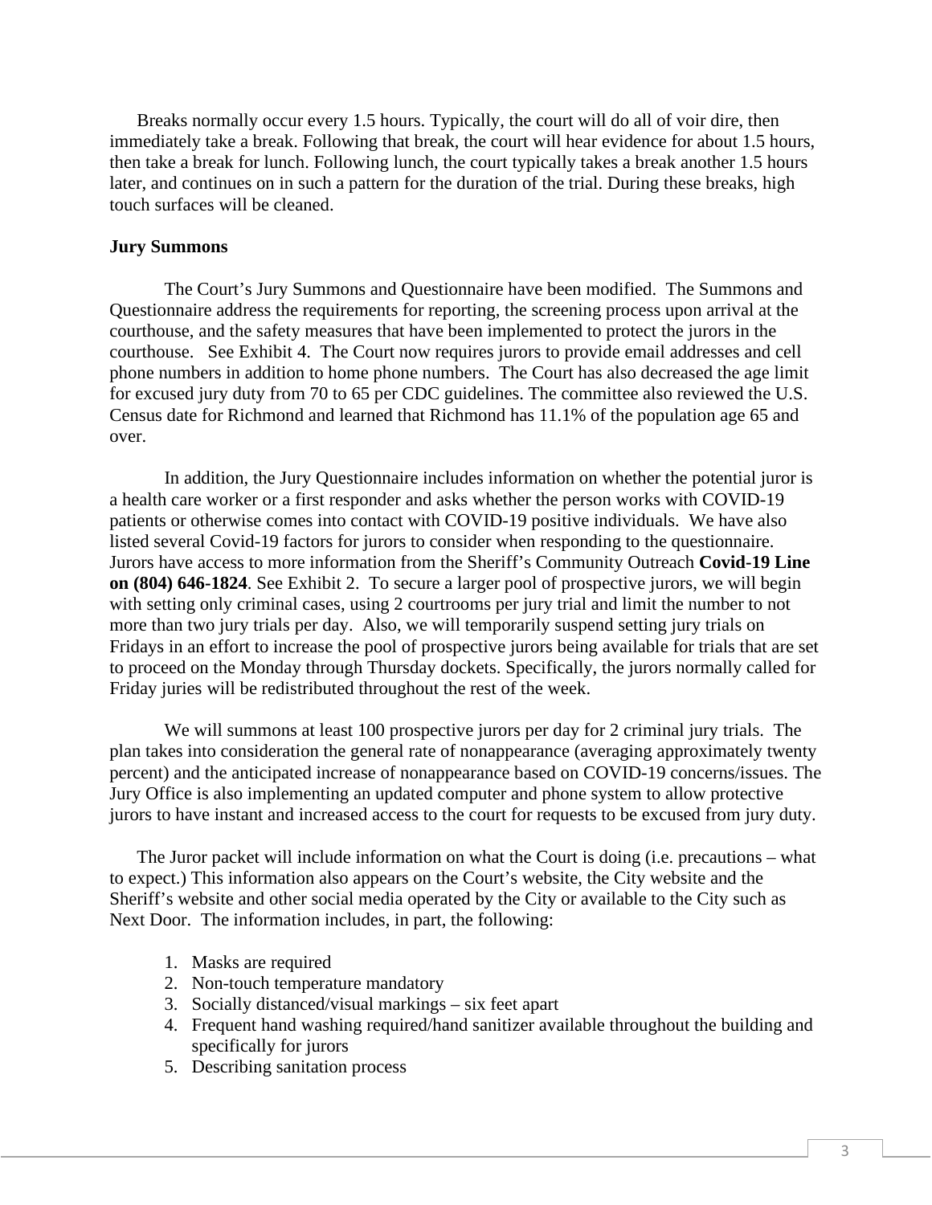Breaks normally occur every 1.5 hours. Typically, the court will do all of voir dire, then immediately take a break. Following that break, the court will hear evidence for about 1.5 hours, then take a break for lunch. Following lunch, the court typically takes a break another 1.5 hours later, and continues on in such a pattern for the duration of the trial. During these breaks, high touch surfaces will be cleaned.

**Jury Summons**

The Court's Jury Summons and Questionnaire have been modified. The Summons and Questionnaire address the requirements for reporting, the screening process upon arrival at the courthouse, and the safety measures that have been implemented to protect the jurors in the courthouse. See Exhibit 4. The Court now requires jurors to provide email addresses and cell phone numbers in addition to home phone numbers. The Court has also decreased the age limit for excused jury duty from 70 to 65 per CDC guidelines. The committee also reviewed the U.S. Census date for Richmond and learned that Richmond has 11.1% of the population age 65 and over.

In addition, the Jury Questionnaire includes information on whether the potential juror is a health care worker or a first responder and asks whether the person works with COVID-19 patients or otherwise comes into contact with COVID-19 positive individuals. We have also listed several Covid-19 factors for jurors to consider when responding to the questionnaire. Jurors have access to more information from the Sheriff's Community Outreach **Covid-19 Line on (804) 646-1824**. See Exhibit 2. To secure a larger pool of prospective jurors, we will begin with setting only criminal cases, using 2 courtrooms per jury trial and limit the number to not more than two jury trials per day. Also, we will temporarily suspend setting jury trials on Fridays in an effort to increase the pool of prospective jurors being available for trials that are set to proceed on the Monday through Thursday dockets. Specifically, the jurors normally called for Friday juries will be redistributed throughout the rest of the week.

We will summons at least 100 prospective jurors per day for 2 criminal jury trials. The plan takes into consideration the general rate of nonappearance (averaging approximately twenty percent) and the anticipated increase of nonappearance based on COVID-19 concerns/issues. The Jury Office is also implementing an updated computer and phone system to allow protective jurors to have instant and increased access to the court for requests to be excused from jury duty.

The Juror packet will include information on what the Court is doing (i.e. precautions – what to expect.) This information also appears on the Court's website, the City website and the Sheriff's website and other social media operated by the City or available to the City such as Next Door. The information includes, in part, the following:

1. Masks are required
2. Non-touch temperature mandatory
3. Socially distanced/visual markings – six feet apart
4. Frequent hand washing required/hand sanitizer available throughout the building and specifically for jurors
5. Describing sanitation process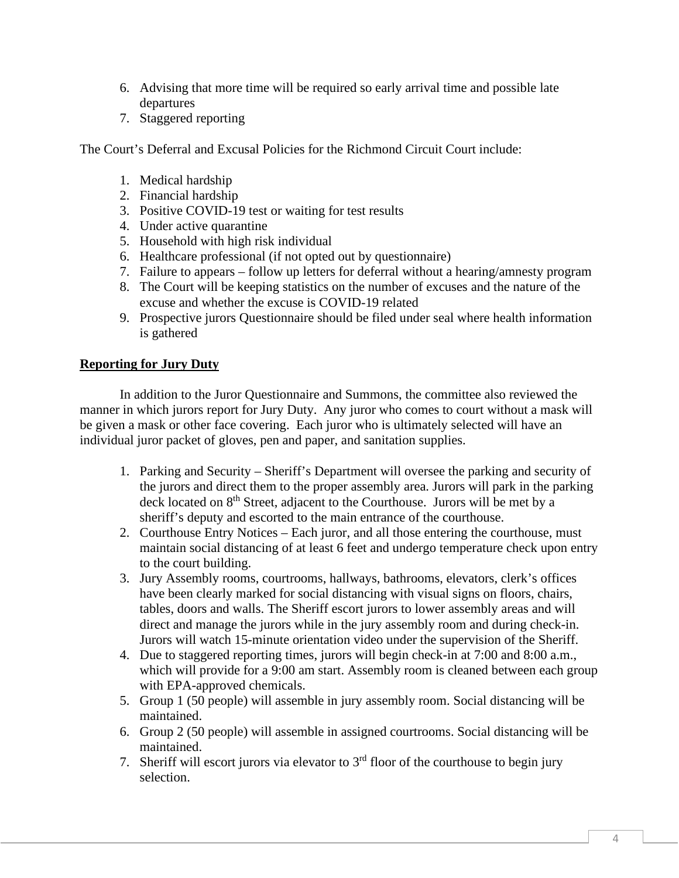6. Advising that more time will be required so early arrival time and possible late departures
7. Staggered reporting

The Court's Deferral and Excusal Policies for the Richmond Circuit Court include:

1. Medical hardship
2. Financial hardship
3. Positive COVID-19 test or waiting for test results
4. Under active quarantine
5. Household with high risk individual
6. Healthcare professional (if not opted out by questionnaire)
7. Failure to appears – follow up letters for deferral without a hearing/amnesty program
8. The Court will be keeping statistics on the number of excuses and the nature of the excuse and whether the excuse is COVID-19 related
9. Prospective jurors Questionnaire should be filed under seal where health information is gathered

**Reporting for Jury Duty**

In addition to the Juror Questionnaire and Summons, the committee also reviewed the manner in which jurors report for Jury Duty. Any juror who comes to court without a mask will be given a mask or other face covering. Each juror who is ultimately selected will have an individual juror packet of gloves, pen and paper, and sanitation supplies.

1. Parking and Security – Sheriff's Department will oversee the parking and security of the jurors and direct them to the proper assembly area. Jurors will park in the parking deck located on 8th Street, adjacent to the Courthouse. Jurors will be met by a sheriff's deputy and escorted to the main entrance of the courthouse.
2. Courthouse Entry Notices – Each juror, and all those entering the courthouse, must maintain social distancing of at least 6 feet and undergo temperature check upon entry to the court building.
3. Jury Assembly rooms, courtrooms, hallways, bathrooms, elevators, clerk's offices have been clearly marked for social distancing with visual signs on floors, chairs, tables, doors and walls. The Sheriff escort jurors to lower assembly areas and will direct and manage the jurors while in the jury assembly room and during check-in. Jurors will watch 15-minute orientation video under the supervision of the Sheriff.
4. Due to staggered reporting times, jurors will begin check-in at 7:00 and 8:00 a.m., which will provide for a 9:00 am start. Assembly room is cleaned between each group with EPA-approved chemicals.
5. Group 1 (50 people) will assemble in jury assembly room. Social distancing will be maintained.
6. Group 2 (50 people) will assemble in assigned courtrooms. Social distancing will be maintained.
7. Sheriff will escort jurors via elevator to 3rd floor of the courthouse to begin jury selection.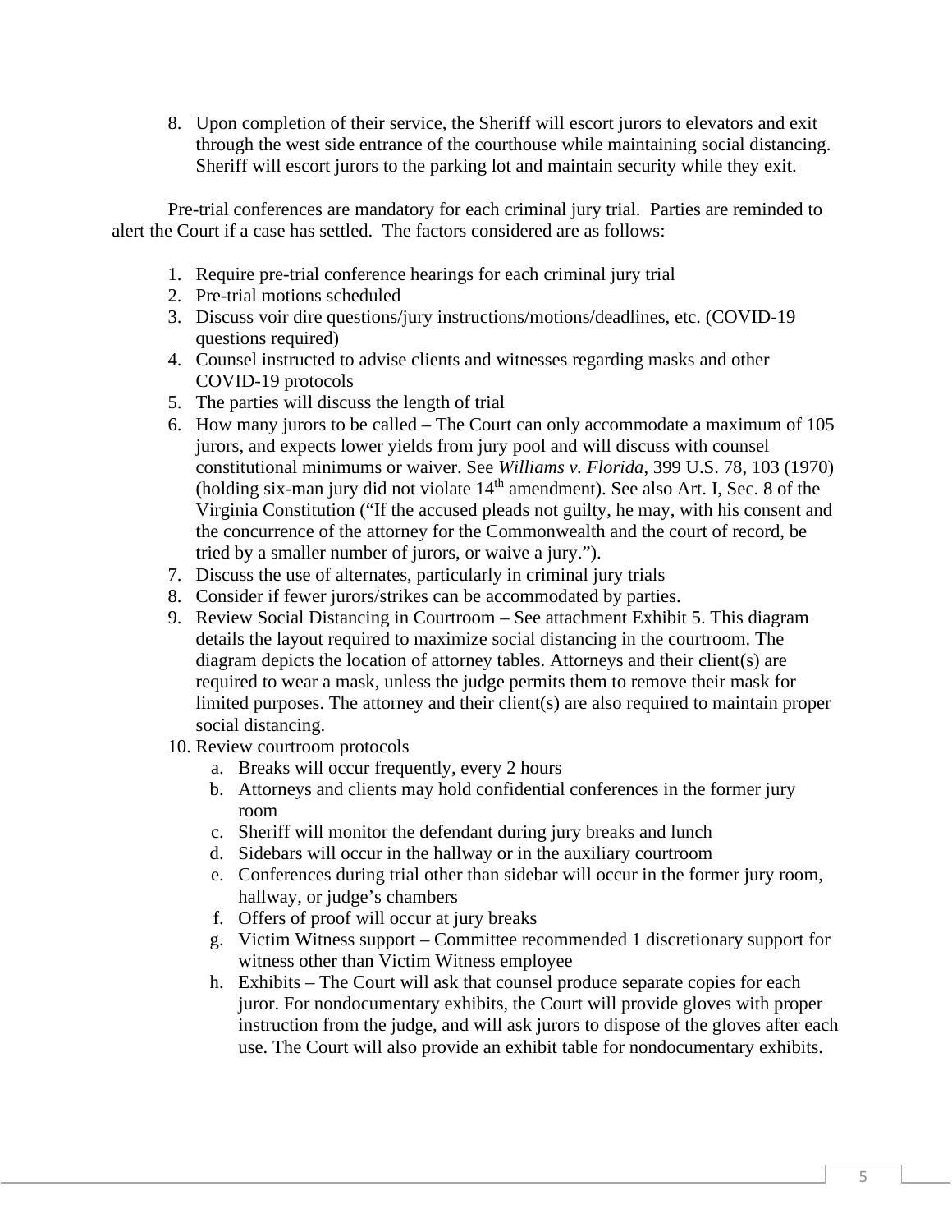8. Upon completion of their service, the Sheriff will escort jurors to elevators and exit through the west side entrance of the courthouse while maintaining social distancing. Sheriff will escort jurors to the parking lot and maintain security while they exit.

Pre-trial conferences are mandatory for each criminal jury trial. Parties are reminded to alert the Court if a case has settled. The factors considered are as follows:

1. Require pre-trial conference hearings for each criminal jury trial
2. Pre-trial motions scheduled
3. Discuss voir dire questions/jury instructions/motions/deadlines, etc. (COVID-19 questions required)
4. Counsel instructed to advise clients and witnesses regarding masks and other COVID-19 protocols
5. The parties will discuss the length of trial
6. How many jurors to be called – The Court can only accommodate a maximum of 105 jurors, and expects lower yields from jury pool and will discuss with counsel constitutional minimums or waiver. See *Williams v. Florida*, 399 U.S. 78, 103 (1970) (holding six-man jury did not violate 14th amendment). See also Art. I, Sec. 8 of the Virginia Constitution ("If the accused pleads not guilty, he may, with his consent and the concurrence of the attorney for the Commonwealth and the court of record, be tried by a smaller number of jurors, or waive a jury.").
7. Discuss the use of alternates, particularly in criminal jury trials
8. Consider if fewer jurors/strikes can be accommodated by parties.
9. Review Social Distancing in Courtroom – See attachment Exhibit 5. This diagram details the layout required to maximize social distancing in the courtroom. The diagram depicts the location of attorney tables. Attorneys and their client(s) are required to wear a mask, unless the judge permits them to remove their mask for limited purposes. The attorney and their client(s) are also required to maintain proper social distancing.
10. Review courtroom protocols
    a. Breaks will occur frequently, every 2 hours
    b. Attorneys and clients may hold confidential conferences in the former jury room
    c. Sheriff will monitor the defendant during jury breaks and lunch
    d. Sidebars will occur in the hallway or in the auxiliary courtroom
    e. Conferences during trial other than sidebar will occur in the former jury room, hallway, or judge's chambers
    f. Offers of proof will occur at jury breaks
    g. Victim Witness support – Committee recommended 1 discretionary support for witness other than Victim Witness employee
    h. Exhibits – The Court will ask that counsel produce separate copies for each juror. For nondocumentary exhibits, the Court will provide gloves with proper instruction from the judge, and will ask jurors to dispose of the gloves after each use. The Court will also provide an exhibit table for nondocumentary exhibits.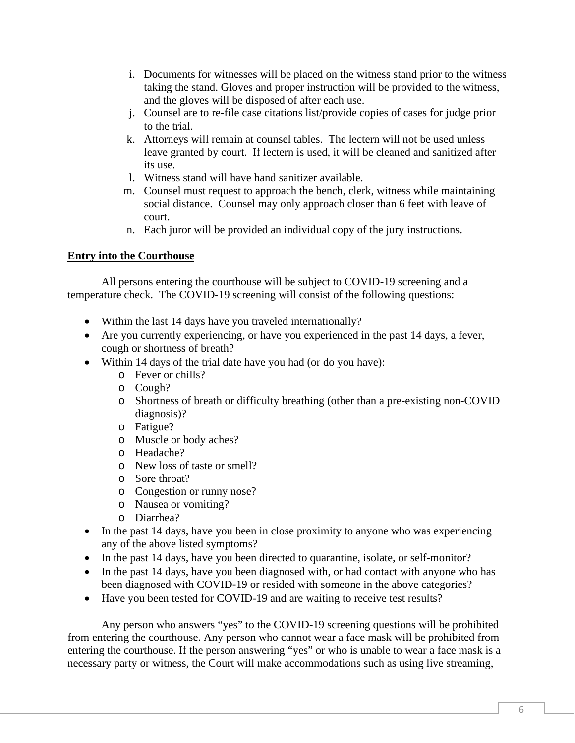i. Documents for witnesses will be placed on the witness stand prior to the witness taking the stand. Gloves and proper instruction will be provided to the witness, and the gloves will be disposed of after each use.
j. Counsel are to re-file case citations list/provide copies of cases for judge prior to the trial.
k. Attorneys will remain at counsel tables. The lectern will not be used unless leave granted by court. If lectern is used, it will be cleaned and sanitized after its use.
l. Witness stand will have hand sanitizer available.
m. Counsel must request to approach the bench, clerk, witness while maintaining social distance. Counsel may only approach closer than 6 feet with leave of court.
n. Each juror will be provided an individual copy of the jury instructions.

**Entry into the Courthouse**

All persons entering the courthouse will be subject to COVID-19 screening and a temperature check. The COVID-19 screening will consist of the following questions:

- Within the last 14 days have you traveled internationally?
- Are you currently experiencing, or have you experienced in the past 14 days, a fever, cough or shortness of breath?
- Within 14 days of the trial date have you had (or do you have):
  - Fever or chills?
  - Cough?
  - Shortness of breath or difficulty breathing (other than a pre-existing non-COVID diagnosis)?
  - Fatigue?
  - Muscle or body aches?
  - Headache?
  - New loss of taste or smell?
  - Sore throat?
  - Congestion or runny nose?
  - Nausea or vomiting?
  - Diarrhea?
- In the past 14 days, have you been in close proximity to anyone who was experiencing any of the above listed symptoms?
- In the past 14 days, have you been directed to quarantine, isolate, or self-monitor?
- In the past 14 days, have you been diagnosed with, or had contact with anyone who has been diagnosed with COVID-19 or resided with someone in the above categories?
- Have you been tested for COVID-19 and are waiting to receive test results?

Any person who answers "yes" to the COVID-19 screening questions will be prohibited from entering the courthouse. Any person who cannot wear a face mask will be prohibited from entering the courthouse. If the person answering "yes" or who is unable to wear a face mask is a necessary party or witness, the Court will make accommodations such as using live streaming,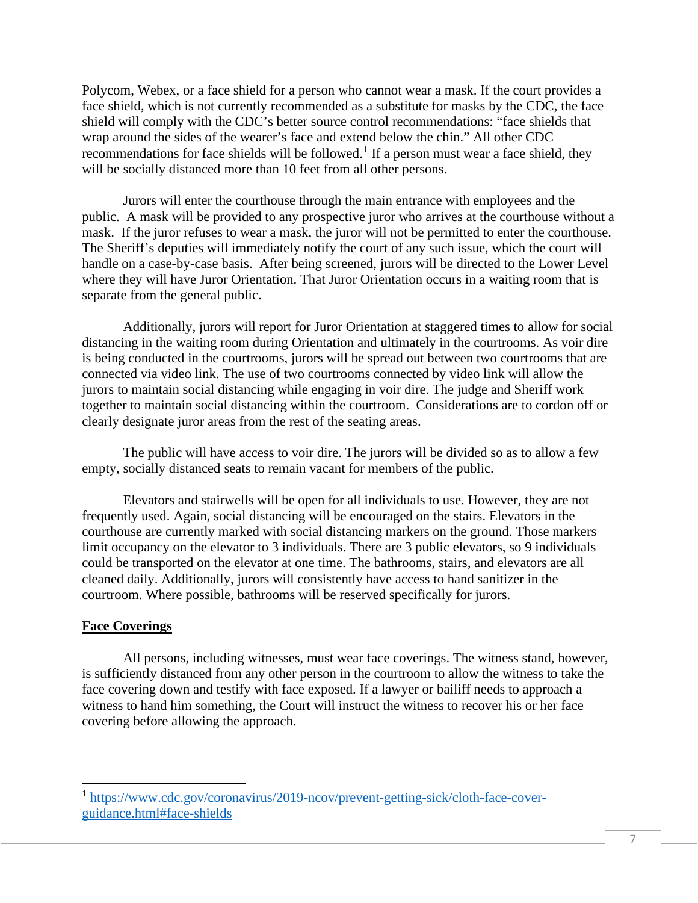Polycom, Webex, or a face shield for a person who cannot wear a mask. If the court provides a face shield, which is not currently recommended as a substitute for masks by the CDC, the face shield will comply with the CDC's better source control recommendations: "face shields that wrap around the sides of the wearer's face and extend below the chin." All other CDC recommendations for face shields will be followed.[1] If a person must wear a face shield, they will be socially distanced more than 10 feet from all other persons.

Jurors will enter the courthouse through the main entrance with employees and the public. A mask will be provided to any prospective juror who arrives at the courthouse without a mask. If the juror refuses to wear a mask, the juror will not be permitted to enter the courthouse. The Sheriff's deputies will immediately notify the court of any such issue, which the court will handle on a case-by-case basis. After being screened, jurors will be directed to the Lower Level where they will have Juror Orientation. That Juror Orientation occurs in a waiting room that is separate from the general public.

Additionally, jurors will report for Juror Orientation at staggered times to allow for social distancing in the waiting room during Orientation and ultimately in the courtrooms. As voir dire is being conducted in the courtrooms, jurors will be spread out between two courtrooms that are connected via video link. The use of two courtrooms connected by video link will allow the jurors to maintain social distancing while engaging in voir dire. The judge and Sheriff work together to maintain social distancing within the courtroom. Considerations are to cordon off or clearly designate juror areas from the rest of the seating areas.

The public will have access to voir dire. The jurors will be divided so as to allow a few empty, socially distanced seats to remain vacant for members of the public.

Elevators and stairwells will be open for all individuals to use. However, they are not frequently used. Again, social distancing will be encouraged on the stairs. Elevators in the courthouse are currently marked with social distancing markers on the ground. Those markers limit occupancy on the elevator to 3 individuals. There are 3 public elevators, so 9 individuals could be transported on the elevator at one time. The bathrooms, stairs, and elevators are all cleaned daily. Additionally, jurors will consistently have access to hand sanitizer in the courtroom. Where possible, bathrooms will be reserved specifically for jurors.

## Face Coverings

All persons, including witnesses, must wear face coverings. The witness stand, however, is sufficiently distanced from any other person in the courtroom to allow the witness to take the face covering down and testify with face exposed. If a lawyer or bailiff needs to approach a witness to hand him something, the Court will instruct the witness to recover his or her face covering before allowing the approach.

---

[1] https://www.cdc.gov/coronavirus/2019-ncov/prevent-getting-sick/cloth-face-cover-guidance.html#face-shields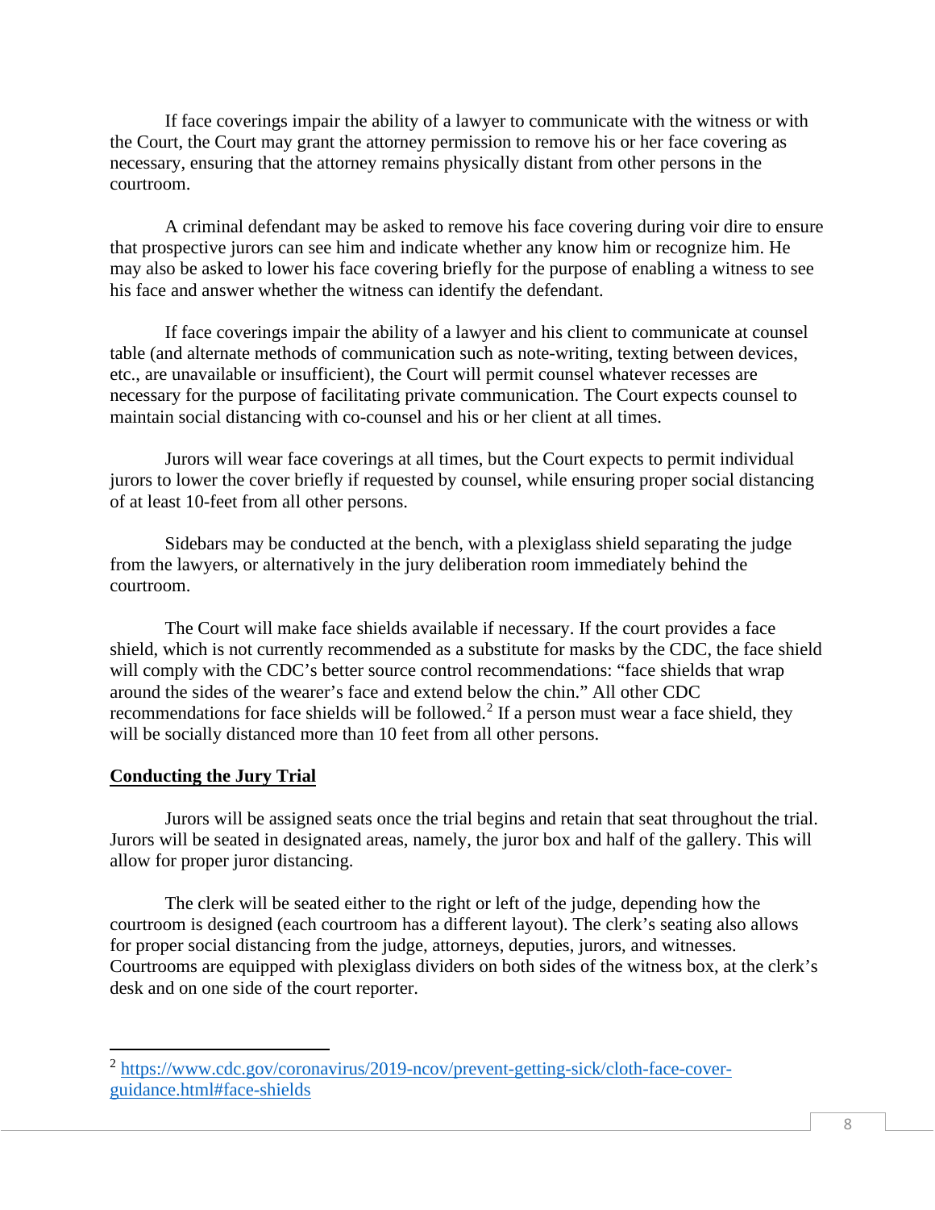If face coverings impair the ability of a lawyer to communicate with the witness or with the Court, the Court may grant the attorney permission to remove his or her face covering as necessary, ensuring that the attorney remains physically distant from other persons in the courtroom.

A criminal defendant may be asked to remove his face covering during voir dire to ensure that prospective jurors can see him and indicate whether any know him or recognize him. He may also be asked to lower his face covering briefly for the purpose of enabling a witness to see his face and answer whether the witness can identify the defendant.

If face coverings impair the ability of a lawyer and his client to communicate at counsel table (and alternate methods of communication such as note-writing, texting between devices, etc., are unavailable or insufficient), the Court will permit counsel whatever recesses are necessary for the purpose of facilitating private communication. The Court expects counsel to maintain social distancing with co-counsel and his or her client at all times.

Jurors will wear face coverings at all times, but the Court expects to permit individual jurors to lower the cover briefly if requested by counsel, while ensuring proper social distancing of at least 10-feet from all other persons.

Sidebars may be conducted at the bench, with a plexiglass shield separating the judge from the lawyers, or alternatively in the jury deliberation room immediately behind the courtroom.

The Court will make face shields available if necessary. If the court provides a face shield, which is not currently recommended as a substitute for masks by the CDC, the face shield will comply with the CDC's better source control recommendations: "face shields that wrap around the sides of the wearer's face and extend below the chin." All other CDC recommendations for face shields will be followed.[2] If a person must wear a face shield, they will be socially distanced more than 10 feet from all other persons.

**Conducting the Jury Trial**

Jurors will be assigned seats once the trial begins and retain that seat throughout the trial. Jurors will be seated in designated areas, namely, the juror box and half of the gallery. This will allow for proper juror distancing.

The clerk will be seated either to the right or left of the judge, depending how the courtroom is designed (each courtroom has a different layout). The clerk's seating also allows for proper social distancing from the judge, attorneys, deputies, jurors, and witnesses. Courtrooms are equipped with plexiglass dividers on both sides of the witness box, at the clerk's desk and on one side of the court reporter.

---

[2] https://www.cdc.gov/coronavirus/2019-ncov/prevent-getting-sick/cloth-face-cover-guidance.html#face-shields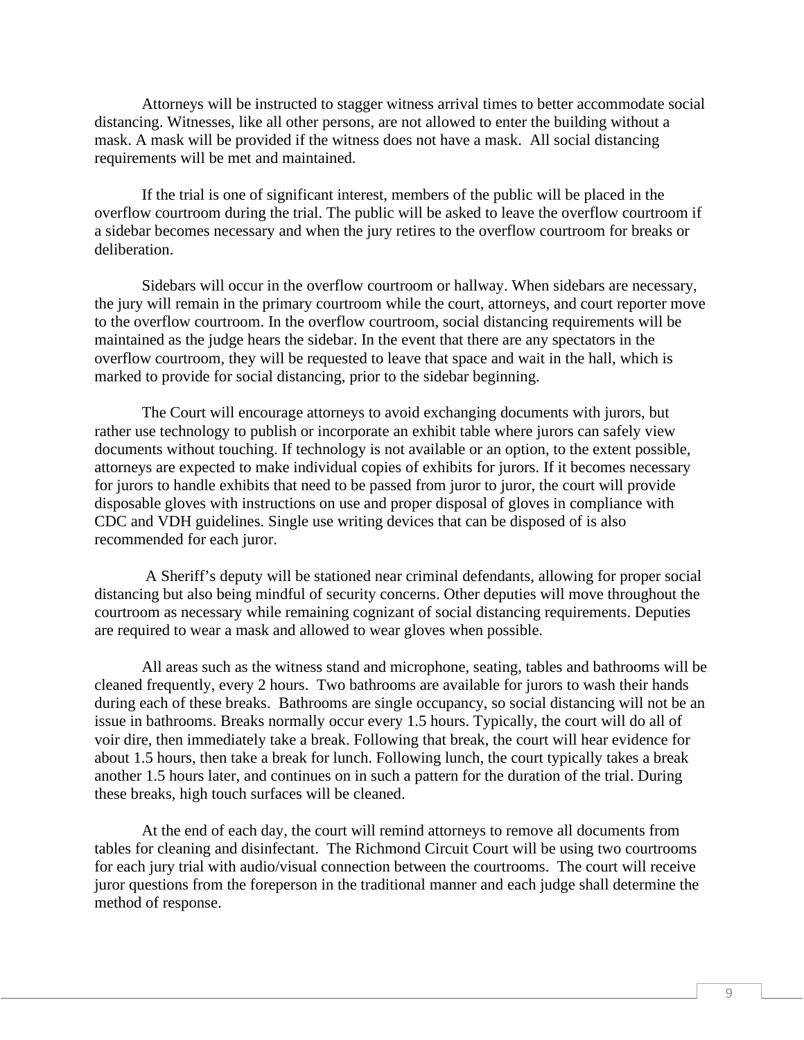Attorneys will be instructed to stagger witness arrival times to better accommodate social distancing. Witnesses, like all other persons, are not allowed to enter the building without a mask. A mask will be provided if the witness does not have a mask. All social distancing requirements will be met and maintained.

If the trial is one of significant interest, members of the public will be placed in the overflow courtroom during the trial. The public will be asked to leave the overflow courtroom if a sidebar becomes necessary and when the jury retires to the overflow courtroom for breaks or deliberation.

Sidebars will occur in the overflow courtroom or hallway. When sidebars are necessary, the jury will remain in the primary courtroom while the court, attorneys, and court reporter move to the overflow courtroom. In the overflow courtroom, social distancing requirements will be maintained as the judge hears the sidebar. In the event that there are any spectators in the overflow courtroom, they will be requested to leave that space and wait in the hall, which is marked to provide for social distancing, prior to the sidebar beginning.

The Court will encourage attorneys to avoid exchanging documents with jurors, but rather use technology to publish or incorporate an exhibit table where jurors can safely view documents without touching. If technology is not available or an option, to the extent possible, attorneys are expected to make individual copies of exhibits for jurors. If it becomes necessary for jurors to handle exhibits that need to be passed from juror to juror, the court will provide disposable gloves with instructions on use and proper disposal of gloves in compliance with CDC and VDH guidelines. Single use writing devices that can be disposed of is also recommended for each juror.

A Sheriff's deputy will be stationed near criminal defendants, allowing for proper social distancing but also being mindful of security concerns. Other deputies will move throughout the courtroom as necessary while remaining cognizant of social distancing requirements. Deputies are required to wear a mask and allowed to wear gloves when possible.

All areas such as the witness stand and microphone, seating, tables and bathrooms will be cleaned frequently, every 2 hours. Two bathrooms are available for jurors to wash their hands during each of these breaks. Bathrooms are single occupancy, so social distancing will not be an issue in bathrooms. Breaks normally occur every 1.5 hours. Typically, the court will do all of voir dire, then immediately take a break. Following that break, the court will hear evidence for about 1.5 hours, then take a break for lunch. Following lunch, the court typically takes a break another 1.5 hours later, and continues on in such a pattern for the duration of the trial. During these breaks, high touch surfaces will be cleaned.

At the end of each day, the court will remind attorneys to remove all documents from tables for cleaning and disinfectant. The Richmond Circuit Court will be using two courtrooms for each jury trial with audio/visual connection between the courtrooms. The court will receive juror questions from the foreperson in the traditional manner and each judge shall determine the method of response.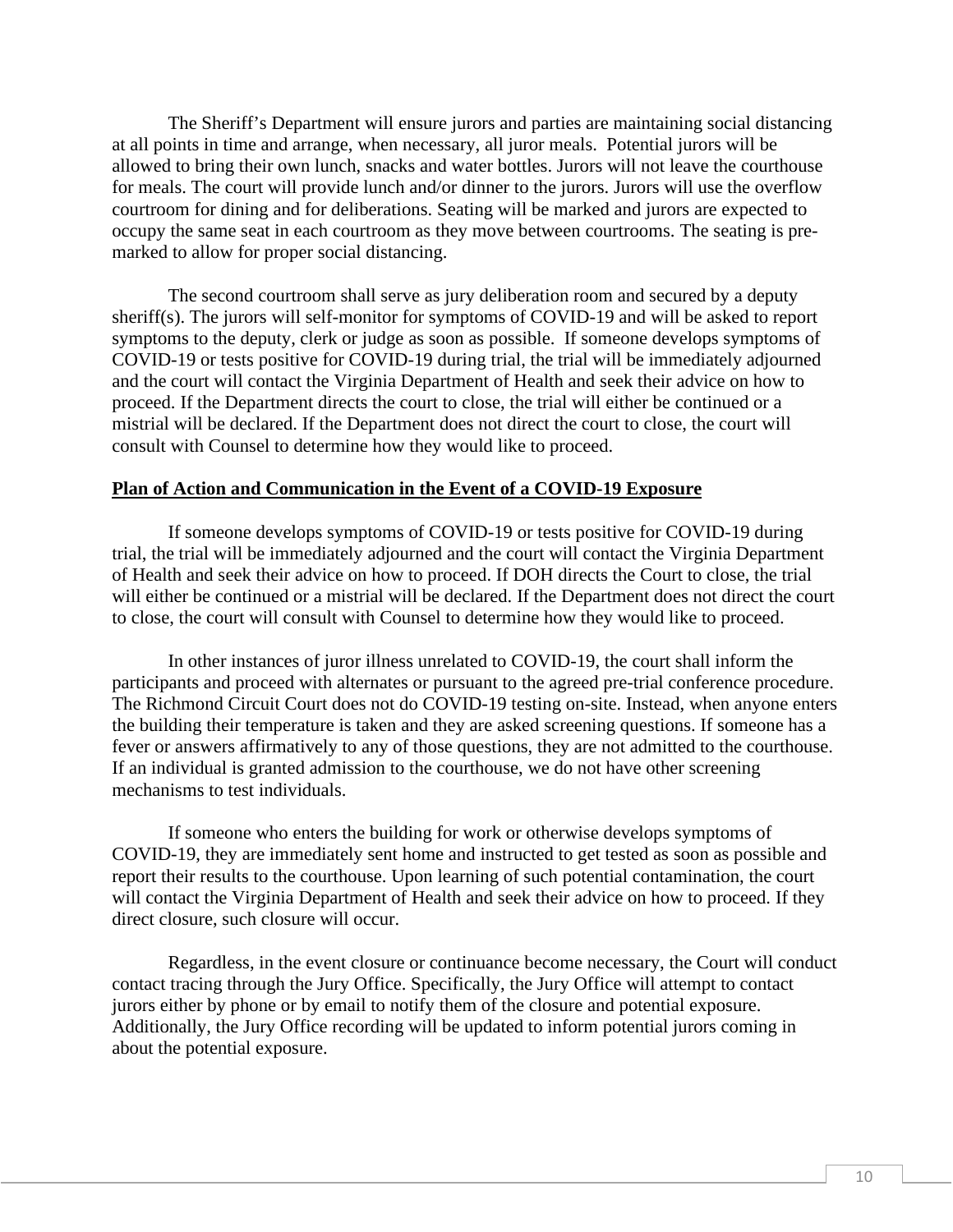The Sheriff's Department will ensure jurors and parties are maintaining social distancing at all points in time and arrange, when necessary, all juror meals. Potential jurors will be allowed to bring their own lunch, snacks and water bottles. Jurors will not leave the courthouse for meals. The court will provide lunch and/or dinner to the jurors. Jurors will use the overflow courtroom for dining and for deliberations. Seating will be marked and jurors are expected to occupy the same seat in each courtroom as they move between courtrooms. The seating is pre-marked to allow for proper social distancing.

The second courtroom shall serve as jury deliberation room and secured by a deputy sheriff(s). The jurors will self-monitor for symptoms of COVID-19 and will be asked to report symptoms to the deputy, clerk or judge as soon as possible. If someone develops symptoms of COVID-19 or tests positive for COVID-19 during trial, the trial will be immediately adjourned and the court will contact the Virginia Department of Health and seek their advice on how to proceed. If the Department directs the court to close, the trial will either be continued or a mistrial will be declared. If the Department does not direct the court to close, the court will consult with Counsel to determine how they would like to proceed.

**Plan of Action and Communication in the Event of a COVID-19 Exposure**

If someone develops symptoms of COVID-19 or tests positive for COVID-19 during trial, the trial will be immediately adjourned and the court will contact the Virginia Department of Health and seek their advice on how to proceed. If DOH directs the Court to close, the trial will either be continued or a mistrial will be declared. If the Department does not direct the court to close, the court will consult with Counsel to determine how they would like to proceed.

In other instances of juror illness unrelated to COVID-19, the court shall inform the participants and proceed with alternates or pursuant to the agreed pre-trial conference procedure. The Richmond Circuit Court does not do COVID-19 testing on-site. Instead, when anyone enters the building their temperature is taken and they are asked screening questions. If someone has a fever or answers affirmatively to any of those questions, they are not admitted to the courthouse. If an individual is granted admission to the courthouse, we do not have other screening mechanisms to test individuals.

If someone who enters the building for work or otherwise develops symptoms of COVID-19, they are immediately sent home and instructed to get tested as soon as possible and report their results to the courthouse. Upon learning of such potential contamination, the court will contact the Virginia Department of Health and seek their advice on how to proceed. If they direct closure, such closure will occur.

Regardless, in the event closure or continuance become necessary, the Court will conduct contact tracing through the Jury Office. Specifically, the Jury Office will attempt to contact jurors either by phone or by email to notify them of the closure and potential exposure. Additionally, the Jury Office recording will be updated to inform potential jurors coming in about the potential exposure.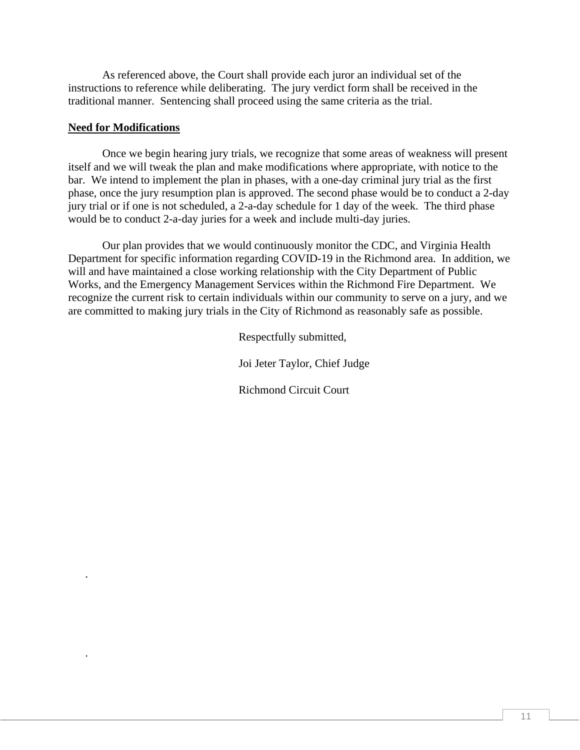As referenced above, the Court shall provide each juror an individual set of the instructions to reference while deliberating. The jury verdict form shall be received in the traditional manner. Sentencing shall proceed using the same criteria as the trial.

**Need for Modifications**

Once we begin hearing jury trials, we recognize that some areas of weakness will present itself and we will tweak the plan and make modifications where appropriate, with notice to the bar. We intend to implement the plan in phases, with a one-day criminal jury trial as the first phase, once the jury resumption plan is approved. The second phase would be to conduct a 2-day jury trial or if one is not scheduled, a 2-a-day schedule for 1 day of the week. The third phase would be to conduct 2-a-day juries for a week and include multi-day juries.

Our plan provides that we would continuously monitor the CDC, and Virginia Health Department for specific information regarding COVID-19 in the Richmond area. In addition, we will and have maintained a close working relationship with the City Department of Public Works, and the Emergency Management Services within the Richmond Fire Department. We recognize the current risk to certain individuals within our community to serve on a jury, and we are committed to making jury trials in the City of Richmond as reasonably safe as possible.

Respectfully submitted,

Joi Jeter Taylor, Chief Judge

Richmond Circuit Court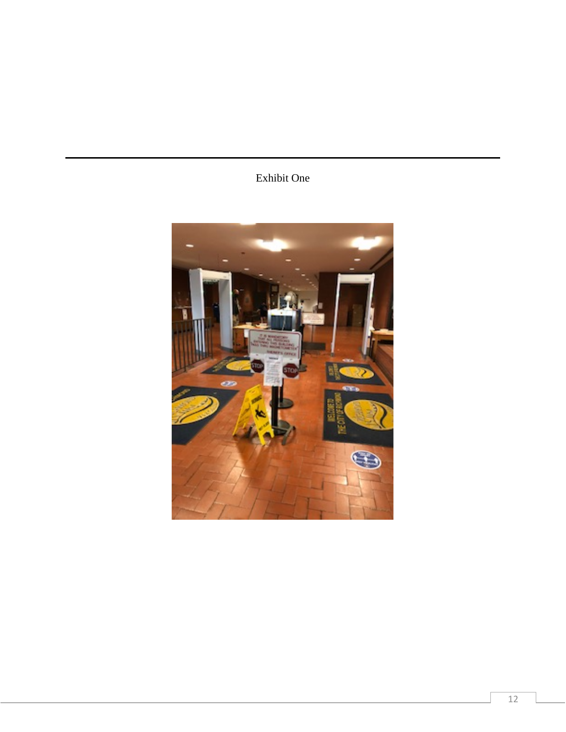Exhibit One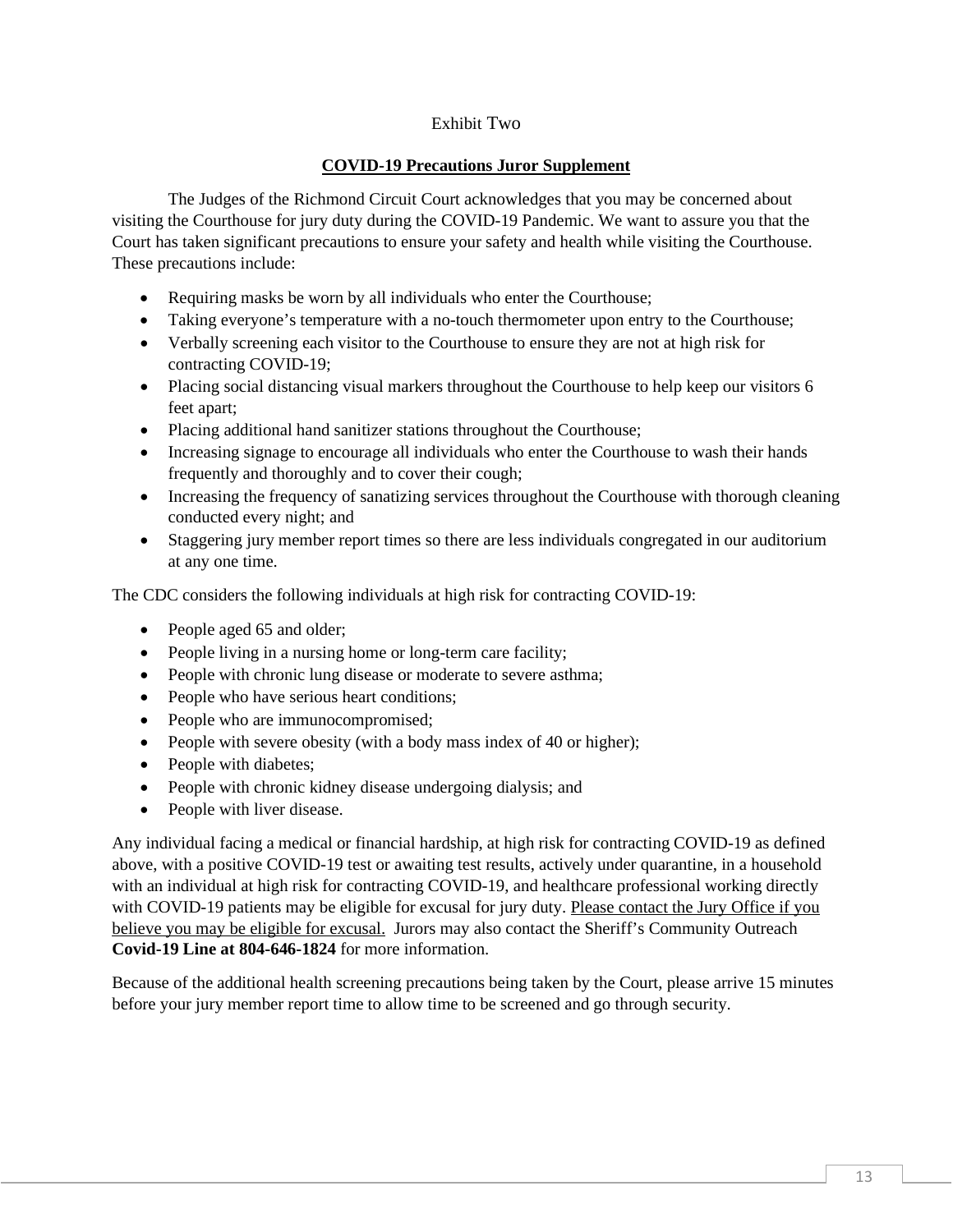Exhibit Two

**<u>COVID-19 Precautions Juror Supplement</u>**

The Judges of the Richmond Circuit Court acknowledges that you may be concerned about visiting the Courthouse for jury duty during the COVID-19 Pandemic. We want to assure you that the Court has taken significant precautions to ensure your safety and health while visiting the Courthouse. These precautions include:

- Requiring masks be worn by all individuals who enter the Courthouse;
- Taking everyone's temperature with a no-touch thermometer upon entry to the Courthouse;
- Verbally screening each visitor to the Courthouse to ensure they are not at high risk for contracting COVID-19;
- Placing social distancing visual markers throughout the Courthouse to help keep our visitors 6 feet apart;
- Placing additional hand sanitizer stations throughout the Courthouse;
- Increasing signage to encourage all individuals who enter the Courthouse to wash their hands frequently and thoroughly and to cover their cough;
- Increasing the frequency of sanatizing services throughout the Courthouse with thorough cleaning conducted every night; and
- Staggering jury member report times so there are less individuals congregated in our auditorium at any one time.

The CDC considers the following individuals at high risk for contracting COVID-19:

- People aged 65 and older;
- People living in a nursing home or long-term care facility;
- People with chronic lung disease or moderate to severe asthma;
- People who have serious heart conditions;
- People who are immunocompromised;
- People with severe obesity (with a body mass index of 40 or higher);
- People with diabetes;
- People with chronic kidney disease undergoing dialysis; and
- People with liver disease.

Any individual facing a medical or financial hardship, at high risk for contracting COVID-19 as defined above, with a positive COVID-19 test or awaiting test results, actively under quarantine, in a household with an individual at high risk for contracting COVID-19, and healthcare professional working directly with COVID-19 patients may be eligible for excusal for jury duty. <u>Please contact the Jury Office if you believe you may be eligible for excusal.</u> Jurors may also contact the Sheriff's Community Outreach **Covid-19 Line at 804-646-1824** for more information.

Because of the additional health screening precautions being taken by the Court, please arrive 15 minutes before your jury member report time to allow time to be screened and go through security.